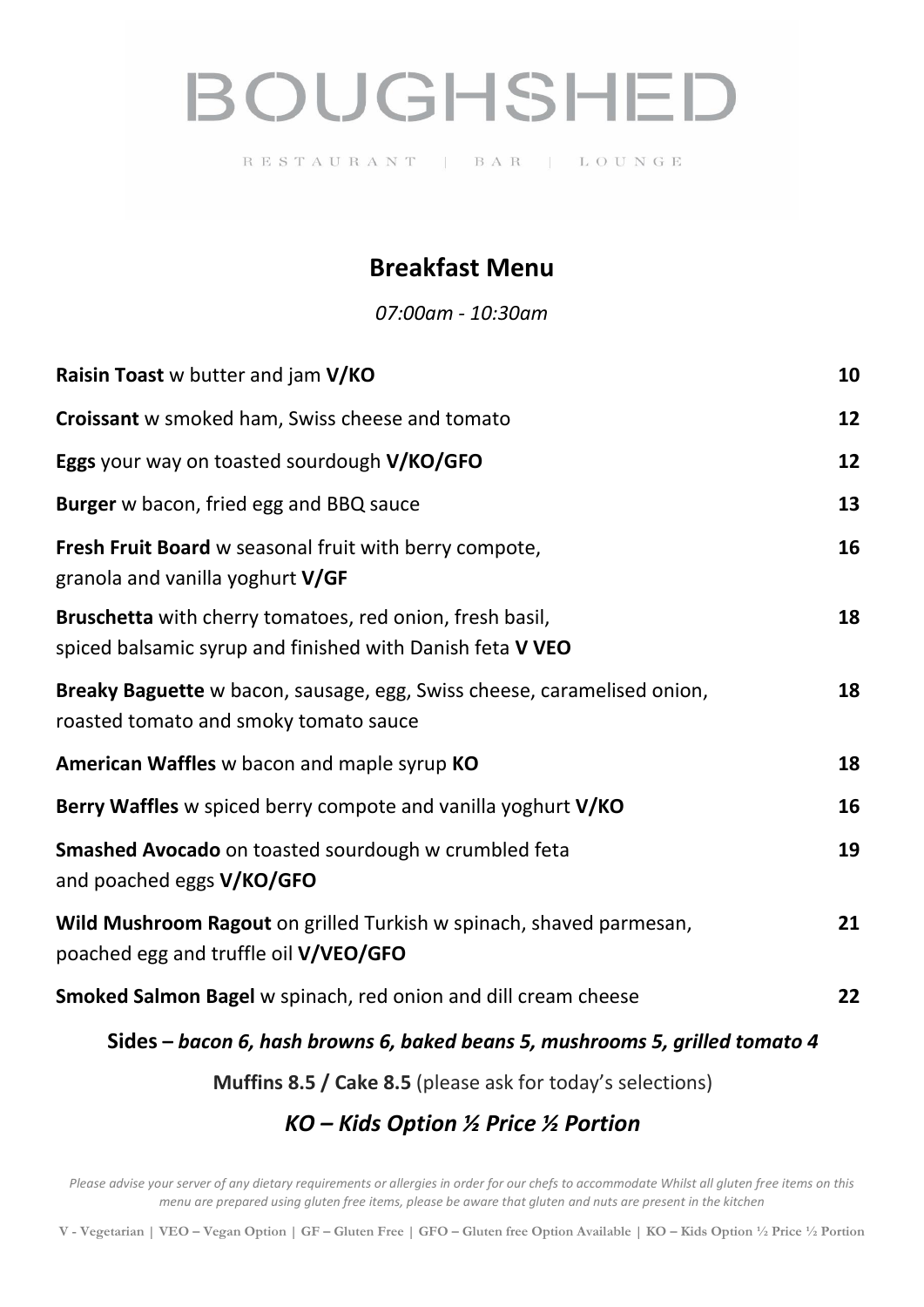# BOUGHSHED

RESTAURANT | BAR | LOUNGE

## Breakfast Menu

*07:00am - 10:30am*

| | |
|---|---|
| **Raisin Toast** w butter and jam **V/KO** | **10** |
| **Croissant** w smoked ham, Swiss cheese and tomato | **12** |
| **Eggs** your way on toasted sourdough **V/KO/GFO** | **12** |
| **Burger** w bacon, fried egg and BBQ sauce | **13** |
| **Fresh Fruit Board** w seasonal fruit with berry compote, granola and vanilla yoghurt **V/GF** | **16** |
| **Bruschetta** with cherry tomatoes, red onion, fresh basil, spiced balsamic syrup and finished with Danish feta **V VEO** | **18** |
| **Breaky Baguette** w bacon, sausage, egg, Swiss cheese, caramelised onion, roasted tomato and smoky tomato sauce | **18** |
| **American Waffles** w bacon and maple syrup **KO** | **18** |
| **Berry Waffles** w spiced berry compote and vanilla yoghurt **V/KO** | **16** |
| **Smashed Avocado** on toasted sourdough w crumbled feta and poached eggs **V/KO/GFO** | **19** |
| **Wild Mushroom Ragout** on grilled Turkish w spinach, shaved parmesan, poached egg and truffle oil **V/VEO/GFO** | **21** |
| **Smoked Salmon Bagel** w spinach, red onion and dill cream cheese | **22** |

**Sides –** ***bacon 6, hash browns 6, baked beans 5, mushrooms 5, grilled tomato 4***

**Muffins 8.5 / Cake 8.5** (please ask for today's selections)

***KO – Kids Option ½ Price ½ Portion***

*Please advise your server of any dietary requirements or allergies in order for our chefs to accommodate Whilst all gluten free items on this menu are prepared using gluten free items, please be aware that gluten and nuts are present in the kitchen*

**V - Vegetarian | VEO – Vegan Option | GF – Gluten Free | GFO – Gluten free Option Available | KO – Kids Option ½ Price ½ Portion**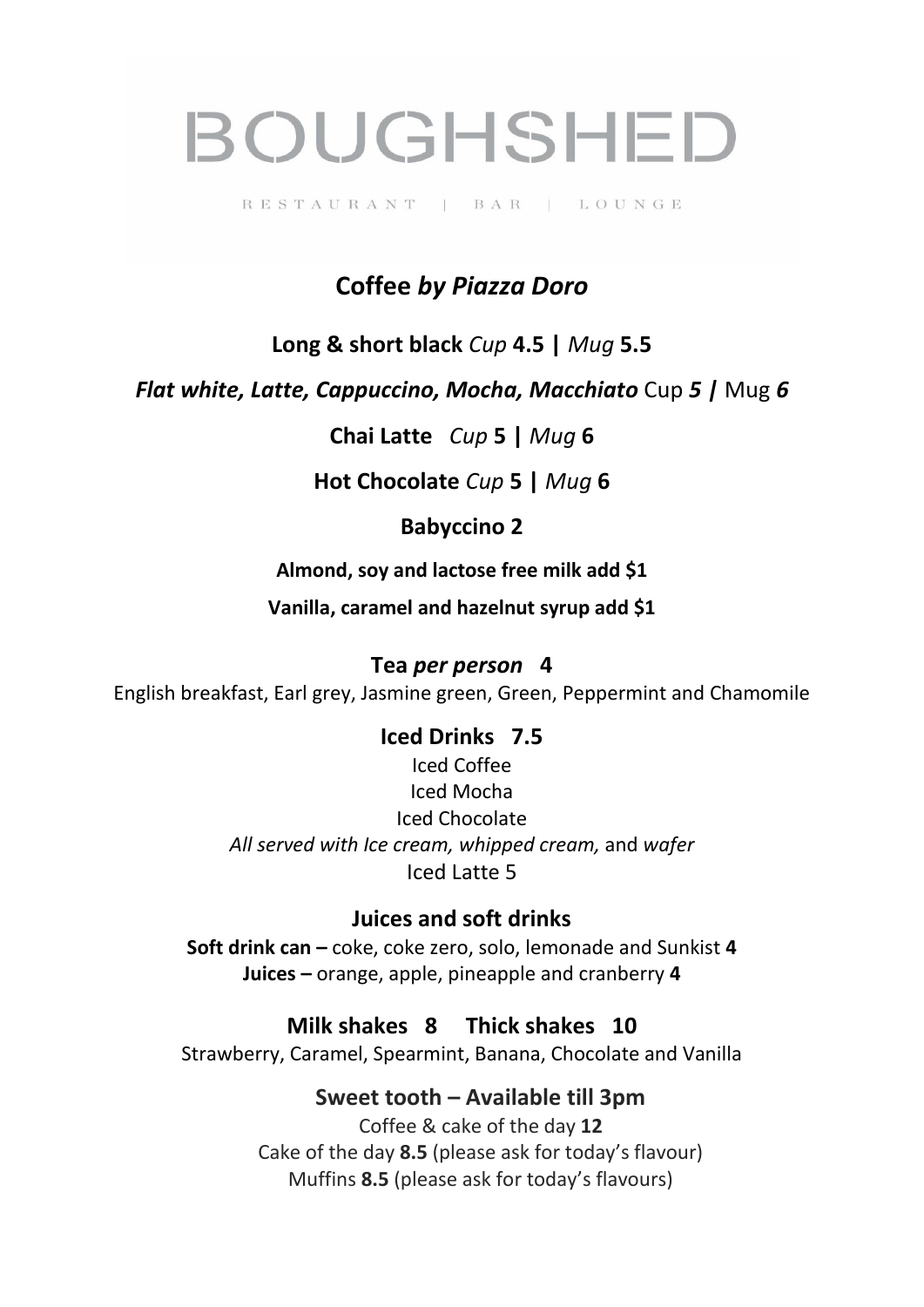# BOUGHSHED

RESTAURANT | BAR | LOUNGE

## Coffee *by Piazza Doro*

**Long & short black** *Cup* **4.5 |** *Mug* **5.5**

***Flat white, Latte, Cappuccino, Mocha, Macchiato*** Cup ***5 |*** Mug ***6***

**Chai Latte** *Cup* **5 |** *Mug* **6**

**Hot Chocolate** *Cup* **5 |** *Mug* **6**

**Babyccino 2**

**Almond, soy and lactose free milk add $1**

**Vanilla, caramel and hazelnut syrup add $1**

### Tea *per person* 4

English breakfast, Earl grey, Jasmine green, Green, Peppermint and Chamomile

### Iced Drinks 7.5

Iced Coffee
Iced Mocha
Iced Chocolate
*All served with Ice cream, whipped cream,* and *wafer*
Iced Latte 5

### Juices and soft drinks

**Soft drink can –** coke, coke zero, solo, lemonade and Sunkist **4**
**Juices –** orange, apple, pineapple and cranberry **4**

### Milk shakes 8 Thick shakes 10

Strawberry, Caramel, Spearmint, Banana, Chocolate and Vanilla

### Sweet tooth – Available till 3pm

Coffee & cake of the day **12**
Cake of the day **8.5** (please ask for today's flavour)
Muffins **8.5** (please ask for today's flavours)